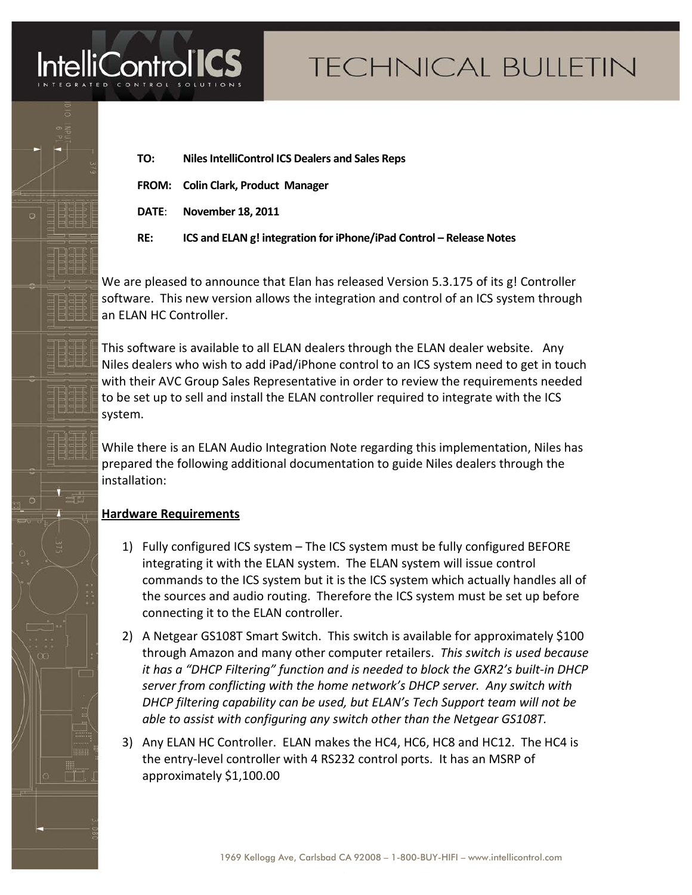# TECHNICAL BULLETIN

**TO:** **Niles IntelliControl ICS Dealers and Sales Reps**

**FROM:** **Colin Clark, Product Manager**

**DATE**: **November 18, 2011**

**RE:** **ICS and ELAN g! integration for iPhone/iPad Control – Release Notes**

We are pleased to announce that Elan has released Version 5.3.175 of its g! Controller software. This new version allows the integration and control of an ICS system through an ELAN HC Controller.

This software is available to all ELAN dealers through the ELAN dealer website. Any Niles dealers who wish to add iPad/iPhone control to an ICS system need to get in touch with their AVC Group Sales Representative in order to review the requirements needed to be set up to sell and install the ELAN controller required to integrate with the ICS system.

While there is an ELAN Audio Integration Note regarding this implementation, Niles has prepared the following additional documentation to guide Niles dealers through the installation:

## Hardware Requirements

1) Fully configured ICS system – The ICS system must be fully configured BEFORE integrating it with the ELAN system. The ELAN system will issue control commands to the ICS system but it is the ICS system which actually handles all of the sources and audio routing. Therefore the ICS system must be set up before connecting it to the ELAN controller.
2) A Netgear GS108T Smart Switch. This switch is available for approximately $100 through Amazon and many other computer retailers. *This switch is used because it has a "DHCP Filtering" function and is needed to block the GXR2's built-in DHCP server from conflicting with the home network's DHCP server. Any switch with DHCP filtering capability can be used, but ELAN's Tech Support team will not be able to assist with configuring any switch other than the Netgear GS108T.*
3) Any ELAN HC Controller. ELAN makes the HC4, HC6, HC8 and HC12. The HC4 is the entry-level controller with 4 RS232 control ports. It has an MSRP of approximately $1,100.00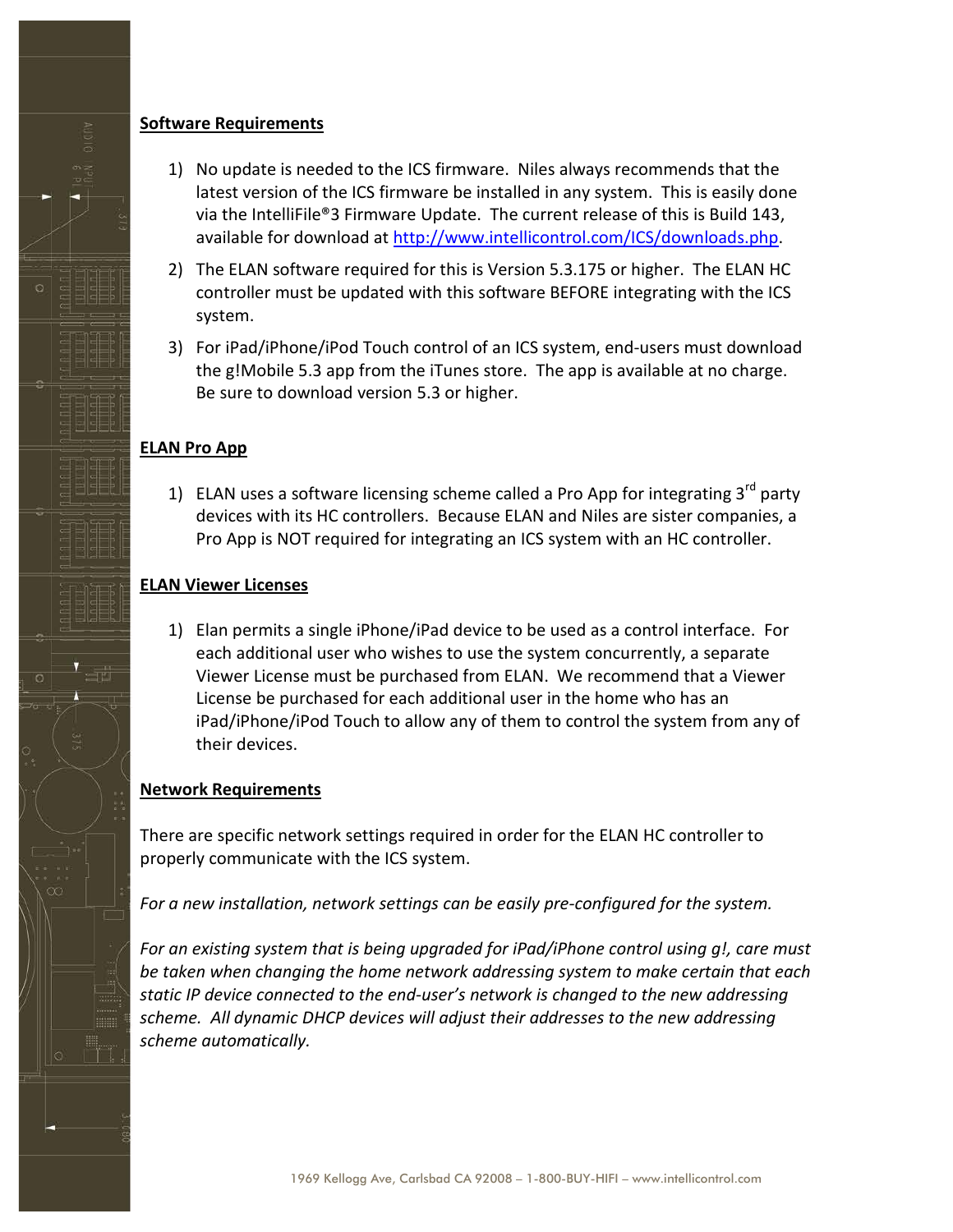## Software Requirements

1) No update is needed to the ICS firmware. Niles always recommends that the latest version of the ICS firmware be installed in any system. This is easily done via the IntelliFile®3 Firmware Update. The current release of this is Build 143, available for download at http://www.intellicontrol.com/ICS/downloads.php.
2) The ELAN software required for this is Version 5.3.175 or higher. The ELAN HC controller must be updated with this software BEFORE integrating with the ICS system.
3) For iPad/iPhone/iPod Touch control of an ICS system, end-users must download the g!Mobile 5.3 app from the iTunes store. The app is available at no charge. Be sure to download version 5.3 or higher.

## ELAN Pro App

1) ELAN uses a software licensing scheme called a Pro App for integrating 3rd party devices with its HC controllers. Because ELAN and Niles are sister companies, a Pro App is NOT required for integrating an ICS system with an HC controller.

## ELAN Viewer Licenses

1) Elan permits a single iPhone/iPad device to be used as a control interface. For each additional user who wishes to use the system concurrently, a separate Viewer License must be purchased from ELAN. We recommend that a Viewer License be purchased for each additional user in the home who has an iPad/iPhone/iPod Touch to allow any of them to control the system from any of their devices.

## Network Requirements

There are specific network settings required in order for the ELAN HC controller to properly communicate with the ICS system.

*For a new installation, network settings can be easily pre-configured for the system.*

*For an existing system that is being upgraded for iPad/iPhone control using g!, care must be taken when changing the home network addressing system to make certain that each static IP device connected to the end-user's network is changed to the new addressing scheme. All dynamic DHCP devices will adjust their addresses to the new addressing scheme automatically.*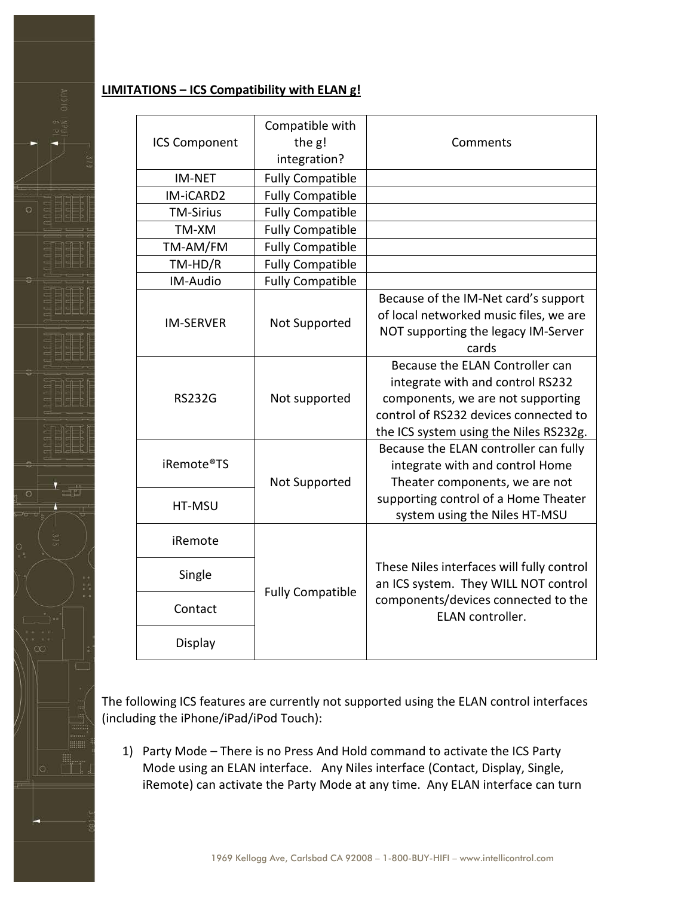**LIMITATIONS – ICS Compatibility with ELAN g!**

| ICS Component | Compatible with the g! integration? | Comments |
|---|---|---|
| IM-NET | Fully Compatible | |
| IM-iCARD2 | Fully Compatible | |
| TM-Sirius | Fully Compatible | |
| TM-XM | Fully Compatible | |
| TM-AM/FM | Fully Compatible | |
| TM-HD/R | Fully Compatible | |
| IM-Audio | Fully Compatible | |
| IM-SERVER | Not Supported | Because of the IM-Net card's support of local networked music files, we are NOT supporting the legacy IM-Server cards |
| RS232G | Not supported | Because the ELAN Controller can integrate with and control RS232 components, we are not supporting control of RS232 devices connected to the ICS system using the Niles RS232g. |
| iRemote®TS | Not Supported | Because the ELAN controller can fully integrate with and control Home Theater components, we are not supporting control of a Home Theater system using the Niles HT-MSU |
| HT-MSU | | |
| iRemote | Fully Compatible | These Niles interfaces will fully control an ICS system. They WILL NOT control components/devices connected to the ELAN controller. |
| Single | | |
| Contact | | |
| Display | | |

The following ICS features are currently not supported using the ELAN control interfaces (including the iPhone/iPad/iPod Touch):

1) Party Mode – There is no Press And Hold command to activate the ICS Party Mode using an ELAN interface. Any Niles interface (Contact, Display, Single, iRemote) can activate the Party Mode at any time. Any ELAN interface can turn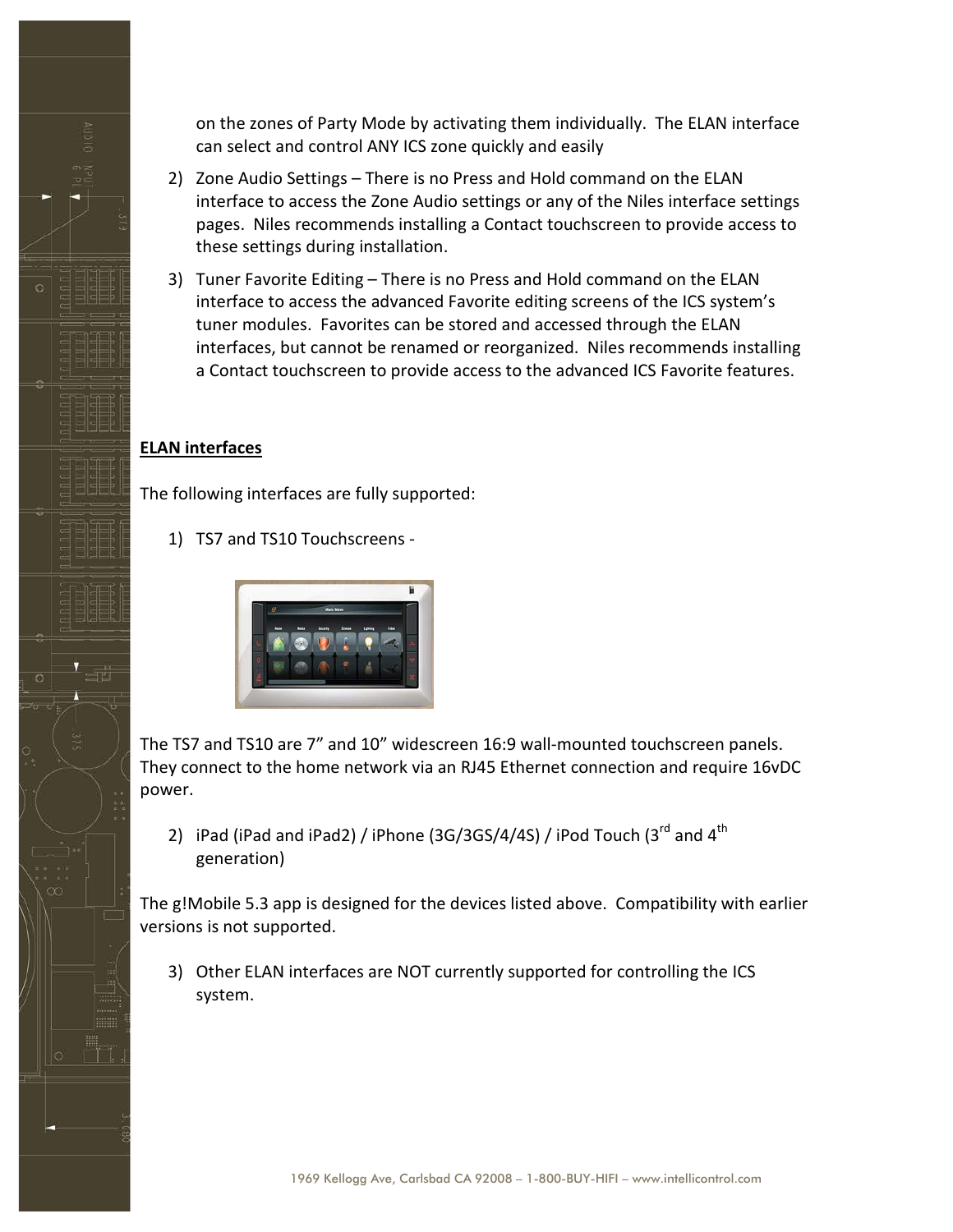on the zones of Party Mode by activating them individually. The ELAN interface can select and control ANY ICS zone quickly and easily

2) Zone Audio Settings – There is no Press and Hold command on the ELAN interface to access the Zone Audio settings or any of the Niles interface settings pages. Niles recommends installing a Contact touchscreen to provide access to these settings during installation.
3) Tuner Favorite Editing – There is no Press and Hold command on the ELAN interface to access the advanced Favorite editing screens of the ICS system's tuner modules. Favorites can be stored and accessed through the ELAN interfaces, but cannot be renamed or reorganized. Niles recommends installing a Contact touchscreen to provide access to the advanced ICS Favorite features.

**ELAN interfaces**

The following interfaces are fully supported:

1) TS7 and TS10 Touchscreens -

The TS7 and TS10 are 7" and 10" widescreen 16:9 wall-mounted touchscreen panels. They connect to the home network via an RJ45 Ethernet connection and require 16vDC power.

2) iPad (iPad and iPad2) / iPhone (3G/3GS/4/4S) / iPod Touch (3rd and 4th generation)

The g!Mobile 5.3 app is designed for the devices listed above. Compatibility with earlier versions is not supported.

3) Other ELAN interfaces are NOT currently supported for controlling the ICS system.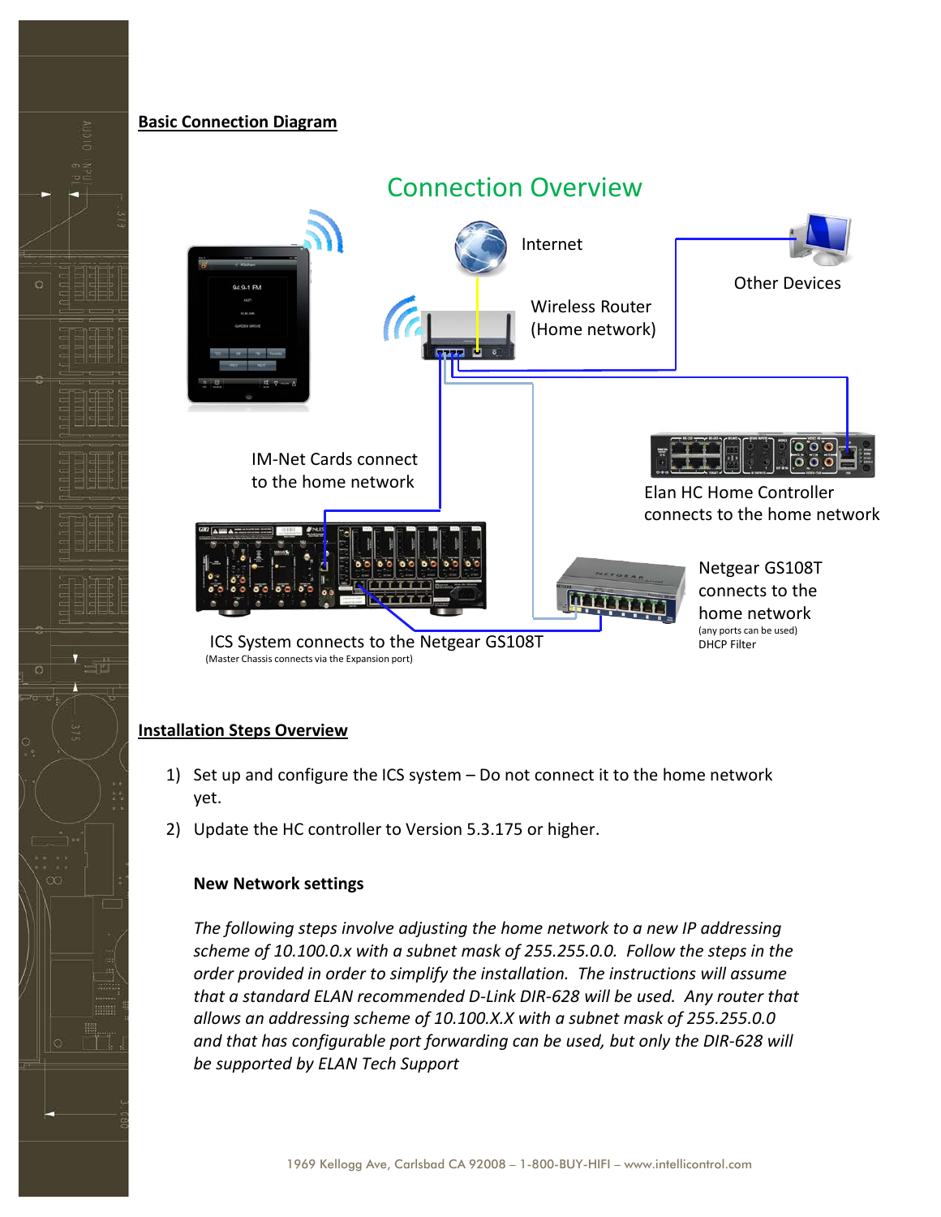**Basic Connection Diagram**

Connection Overview

Internet

Wireless Router (Home network)

Other Devices

IM-Net Cards connect to the home network

Elan HC Home Controller connects to the home network

Netgear GS108T connects to the home network
(any ports can be used)
DHCP Filter

ICS System connects to the Netgear GS108T
(Master Chassis connects via the Expansion port)

**Installation Steps Overview**

1) Set up and configure the ICS system – Do not connect it to the home network yet.
2) Update the HC controller to Version 5.3.175 or higher.

**New Network settings**

*The following steps involve adjusting the home network to a new IP addressing scheme of 10.100.0.x with a subnet mask of 255.255.0.0. Follow the steps in the order provided in order to simplify the installation. The instructions will assume that a standard ELAN recommended D-Link DIR-628 will be used. Any router that allows an addressing scheme of 10.100.X.X with a subnet mask of 255.255.0.0 and that has configurable port forwarding can be used, but only the DIR-628 will be supported by ELAN Tech Support*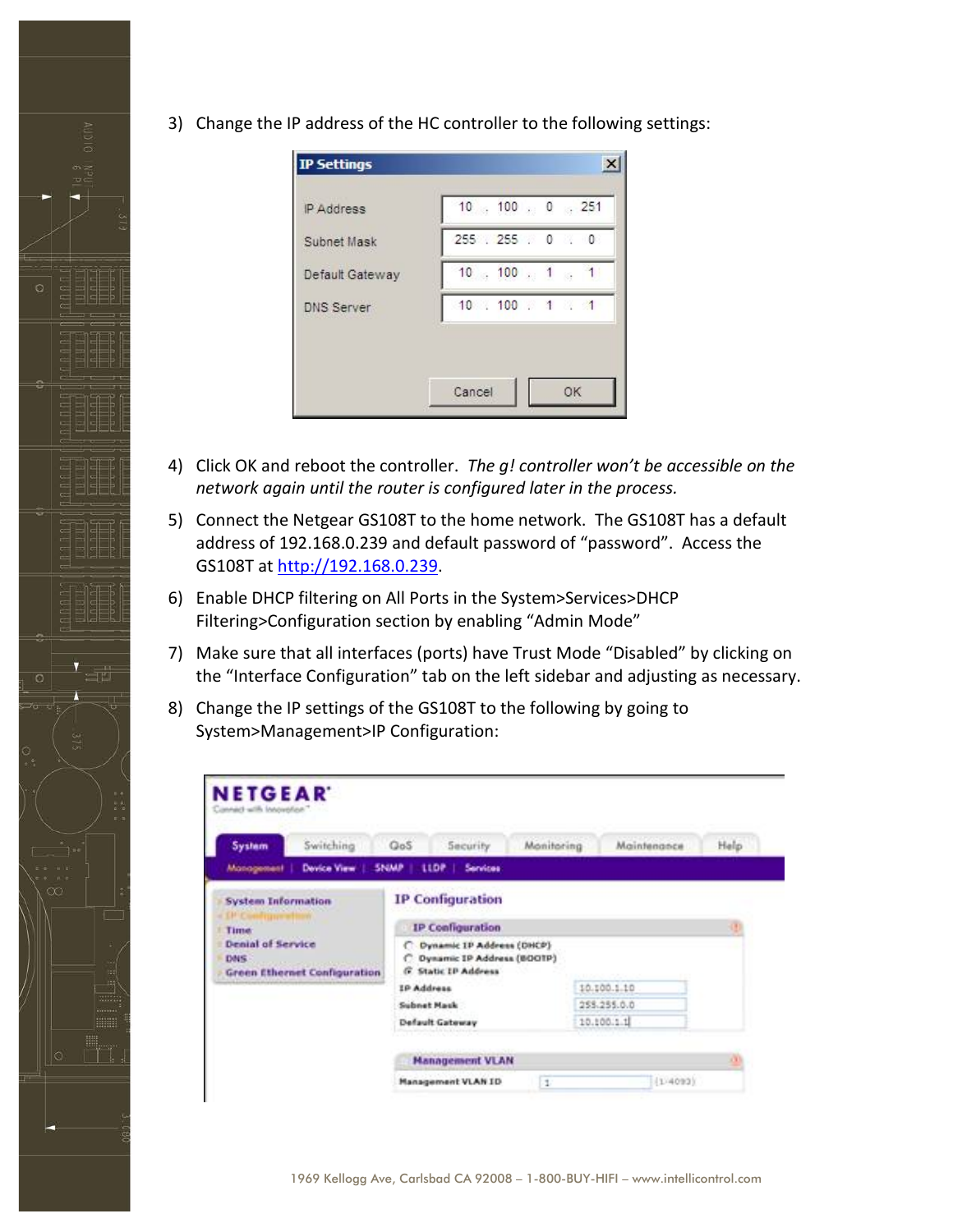3) Change the IP address of the HC controller to the following settings:

| IP Settings | |
|---|---|
| IP Address | 10 . 100 . 0 . 251 |
| Subnet Mask | 255 . 255 . 0 . 0 |
| Default Gateway | 10 . 100 . 1 . 1 |
| DNS Server | 10 . 100 . 1 . 1 |

4) Click OK and reboot the controller. *The g! controller won't be accessible on the network again until the router is configured later in the process.*

5) Connect the Netgear GS108T to the home network. The GS108T has a default address of 192.168.0.239 and default password of "password". Access the GS108T at [http://192.168.0.239](http://192.168.0.239).

6) Enable DHCP filtering on All Ports in the System>Services>DHCP Filtering>Configuration section by enabling "Admin Mode"

7) Make sure that all interfaces (ports) have Trust Mode "Disabled" by clicking on the "Interface Configuration" tab on the left sidebar and adjusting as necessary.

8) Change the IP settings of the GS108T to the following by going to System>Management>IP Configuration:

| IP Configuration | |
|---|---|
| Static IP Address | (selected) |
| IP Address | 10.100.1.10 |
| Subnet Mask | 255.255.0.0 |
| Default Gateway | 10.100.1.1 |
| Management VLAN ID | 1 (1-4093) |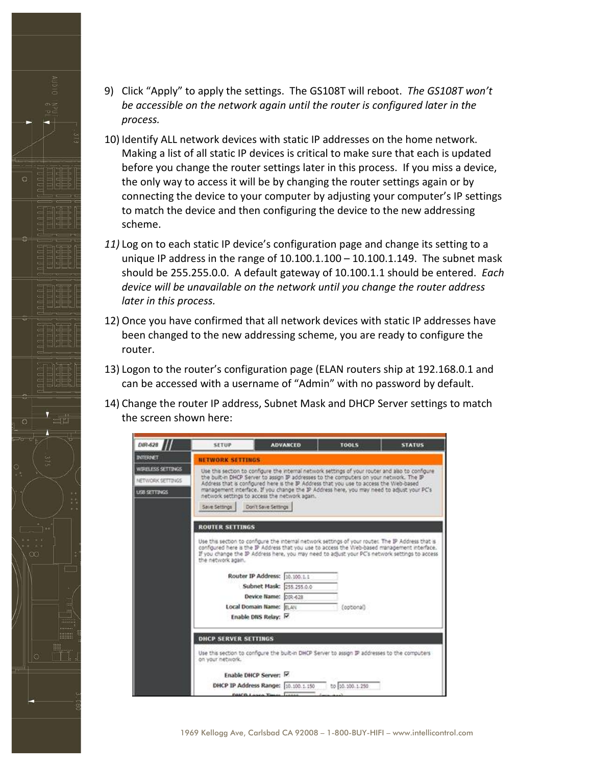9) Click “Apply” to apply the settings. The GS108T will reboot. *The GS108T won’t be accessible on the network again until the router is configured later in the process.*

10) Identify ALL network devices with static IP addresses on the home network. Making a list of all static IP devices is critical to make sure that each is updated before you change the router settings later in this process. If you miss a device, the only way to access it will be by changing the router settings again or by connecting the device to your computer by adjusting your computer’s IP settings to match the device and then configuring the device to the new addressing scheme.

11) Log on to each static IP device’s configuration page and change its setting to a unique IP address in the range of 10.100.1.100 – 10.100.1.149. The subnet mask should be 255.255.0.0. A default gateway of 10.100.1.1 should be entered. *Each device will be unavailable on the network until you change the router address later in this process.*

12) Once you have confirmed that all network devices with static IP addresses have been changed to the new addressing scheme, you are ready to configure the router.

13) Logon to the router’s configuration page (ELAN routers ship at 192.168.0.1 and can be accessed with a username of “Admin” with no password by default.

14) Change the router IP address, Subnet Mask and DHCP Server settings to match the screen shown here: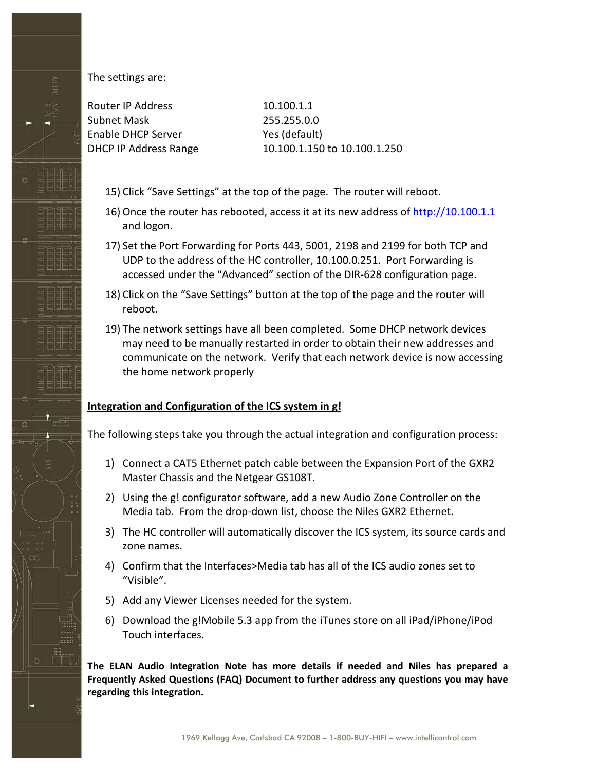The settings are:

| | |
|---|---|
| Router IP Address | 10.100.1.1 |
| Subnet Mask | 255.255.0.0 |
| Enable DHCP Server | Yes (default) |
| DHCP IP Address Range | 10.100.1.150 to 10.100.1.250 |

15) Click “Save Settings” at the top of the page. The router will reboot.
16) Once the router has rebooted, access it at its new address of http://10.100.1.1 and logon.
17) Set the Port Forwarding for Ports 443, 5001, 2198 and 2199 for both TCP and UDP to the address of the HC controller, 10.100.0.251. Port Forwarding is accessed under the “Advanced” section of the DIR-628 configuration page.
18) Click on the “Save Settings” button at the top of the page and the router will reboot.
19) The network settings have all been completed. Some DHCP network devices may need to be manually restarted in order to obtain their new addresses and communicate on the network. Verify that each network device is now accessing the home network properly

**Integration and Configuration of the ICS system in g!**

The following steps take you through the actual integration and configuration process:

1) Connect a CAT5 Ethernet patch cable between the Expansion Port of the GXR2 Master Chassis and the Netgear GS108T.
2) Using the g! configurator software, add a new Audio Zone Controller on the Media tab. From the drop-down list, choose the Niles GXR2 Ethernet.
3) The HC controller will automatically discover the ICS system, its source cards and zone names.
4) Confirm that the Interfaces>Media tab has all of the ICS audio zones set to “Visible”.
5) Add any Viewer Licenses needed for the system.
6) Download the g!Mobile 5.3 app from the iTunes store on all iPad/iPhone/iPod Touch interfaces.

**The ELAN Audio Integration Note has more details if needed and Niles has prepared a Frequently Asked Questions (FAQ) Document to further address any questions you may have regarding this integration.**